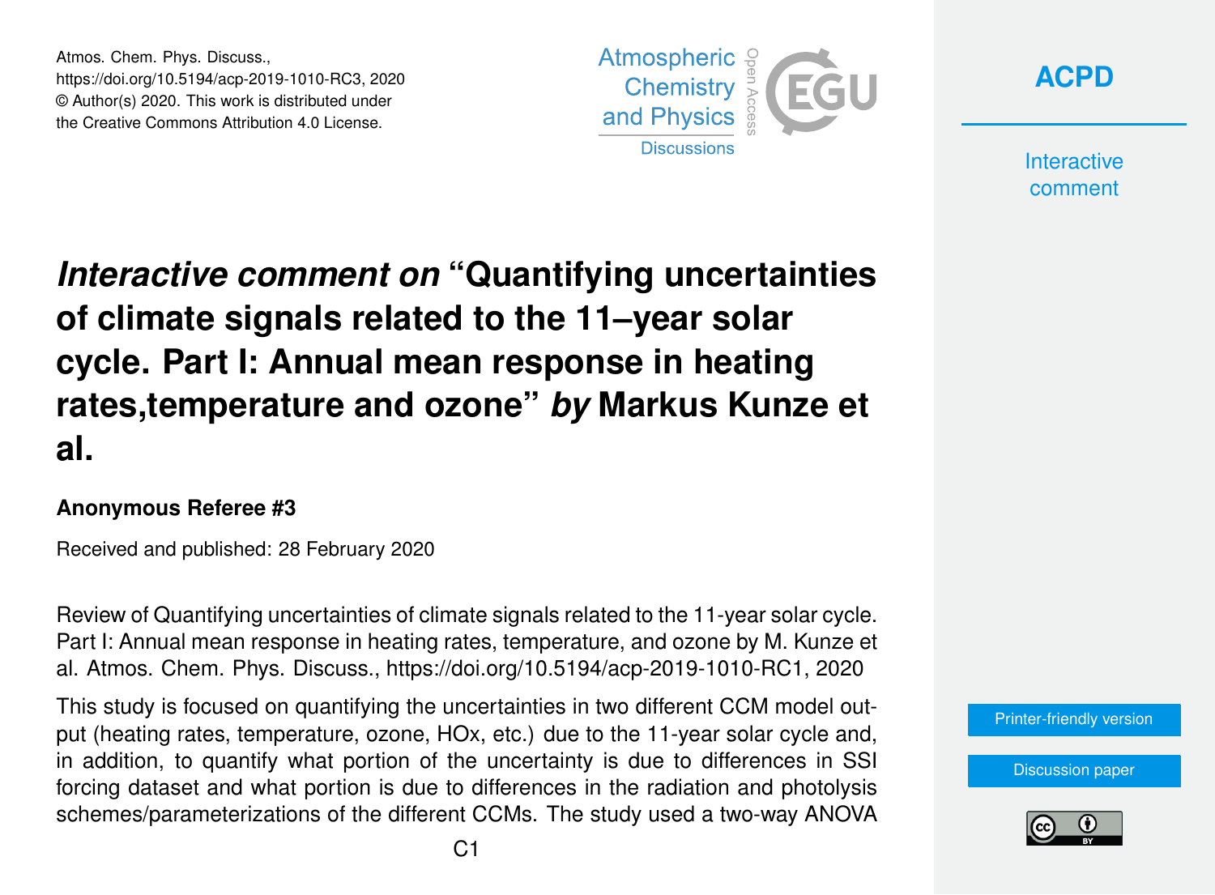# *Interactive comment on* "Quantifying uncertainties of climate signals related to the 11–year solar cycle. Part I: Annual mean response in heating rates,temperature and ozone" *by* Markus Kunze et al.

**Anonymous Referee #3**

Received and published: 28 February 2020

Review of Quantifying uncertainties of climate signals related to the 11-year solar cycle. Part I: Annual mean response in heating rates, temperature, and ozone by M. Kunze et al. Atmos. Chem. Phys. Discuss., https://doi.org/10.5194/acp-2019-1010-RC1, 2020

This study is focused on quantifying the uncertainties in two different CCM model output (heating rates, temperature, ozone, HOx, etc.) due to the 11-year solar cycle and, in addition, to quantify what portion of the uncertainty is due to differences in SSI forcing dataset and what portion is due to differences in the radiation and photolysis schemes/parameterizations of the different CCMs. The study used a two-way ANOVA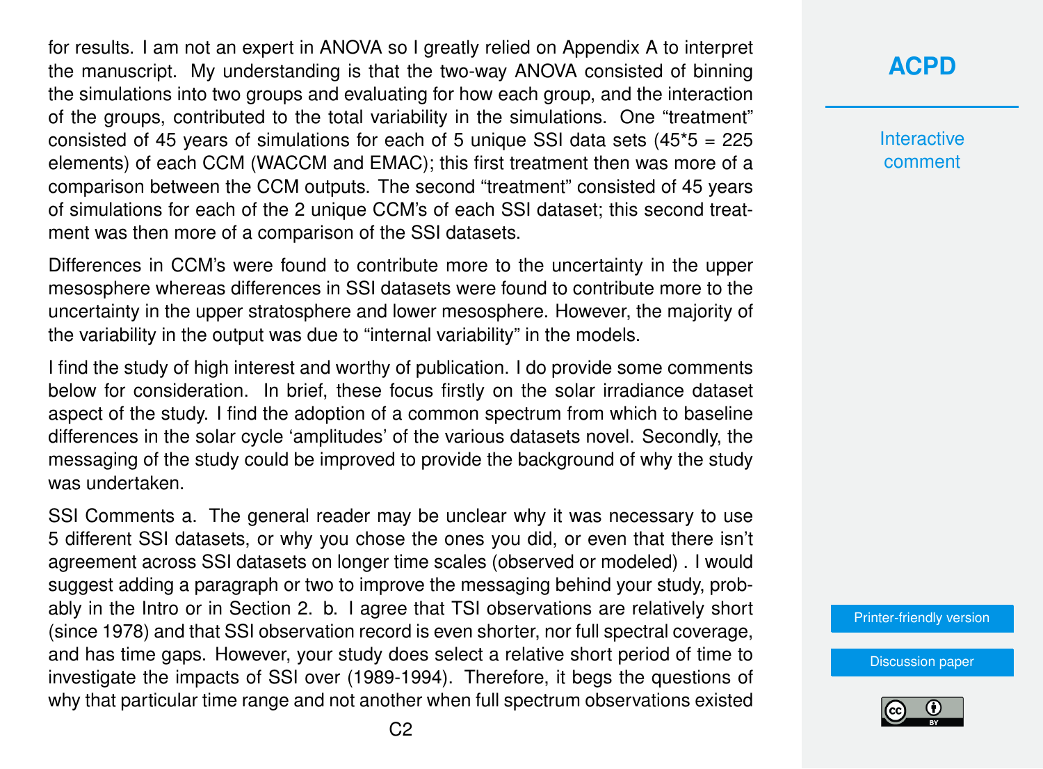for results. I am not an expert in ANOVA so I greatly relied on Appendix A to interpret the manuscript. My understanding is that the two-way ANOVA consisted of binning the simulations into two groups and evaluating for how each group, and the interaction of the groups, contributed to the total variability in the simulations. One "treatment" consisted of 45 years of simulations for each of 5 unique SSI data sets (45*5 = 225 elements) of each CCM (WACCM and EMAC); this first treatment then was more of a comparison between the CCM outputs. The second "treatment" consisted of 45 years of simulations for each of the 2 unique CCM's of each SSI dataset; this second treatment was then more of a comparison of the SSI datasets.

Differences in CCM's were found to contribute more to the uncertainty in the upper mesosphere whereas differences in SSI datasets were found to contribute more to the uncertainty in the upper stratosphere and lower mesosphere. However, the majority of the variability in the output was due to "internal variability" in the models.

I find the study of high interest and worthy of publication. I do provide some comments below for consideration. In brief, these focus firstly on the solar irradiance dataset aspect of the study. I find the adoption of a common spectrum from which to baseline differences in the solar cycle 'amplitudes' of the various datasets novel. Secondly, the messaging of the study could be improved to provide the background of why the study was undertaken.

SSI Comments a. The general reader may be unclear why it was necessary to use 5 different SSI datasets, or why you chose the ones you did, or even that there isn't agreement across SSI datasets on longer time scales (observed or modeled) . I would suggest adding a paragraph or two to improve the messaging behind your study, probably in the Intro or in Section 2. b. I agree that TSI observations are relatively short (since 1978) and that SSI observation record is even shorter, nor full spectral coverage, and has time gaps. However, your study does select a relative short period of time to investigate the impacts of SSI over (1989-1994). Therefore, it begs the questions of why that particular time range and not another when full spectrum observations existed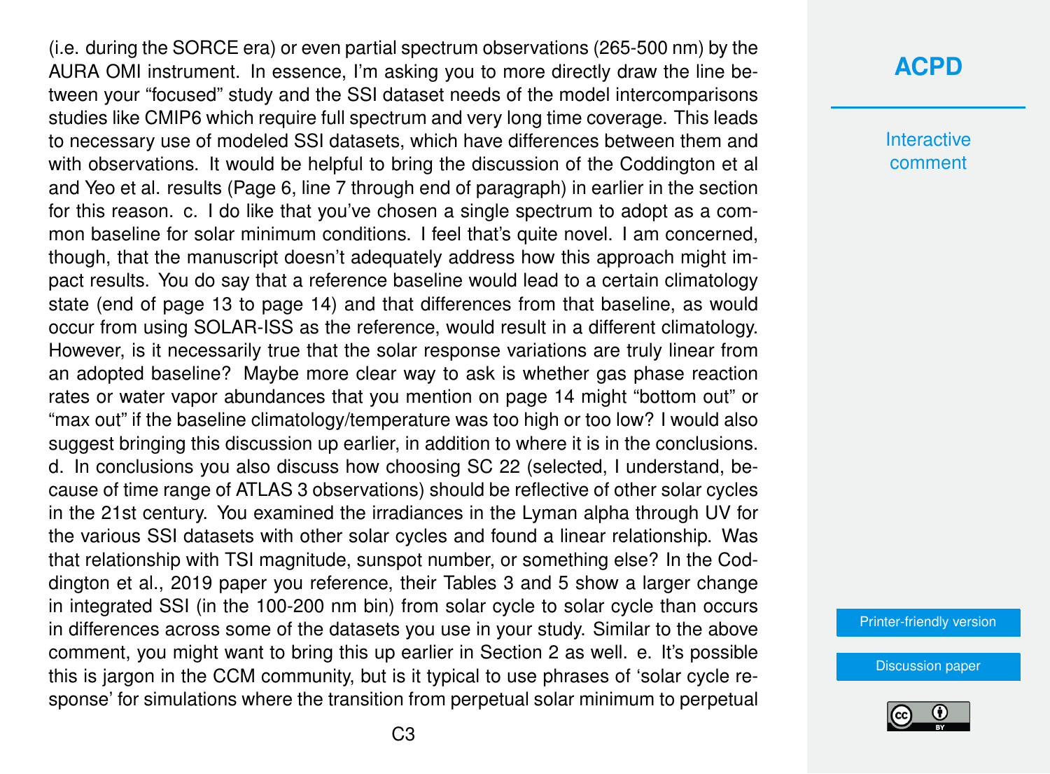(i.e. during the SORCE era) or even partial spectrum observations (265-500 nm) by the AURA OMI instrument. In essence, I'm asking you to more directly draw the line between your "focused" study and the SSI dataset needs of the model intercomparisons studies like CMIP6 which require full spectrum and very long time coverage. This leads to necessary use of modeled SSI datasets, which have differences between them and with observations. It would be helpful to bring the discussion of the Coddington et al and Yeo et al. results (Page 6, line 7 through end of paragraph) in earlier in the section for this reason. c. I do like that you've chosen a single spectrum to adopt as a common baseline for solar minimum conditions. I feel that's quite novel. I am concerned, though, that the manuscript doesn't adequately address how this approach might impact results. You do say that a reference baseline would lead to a certain climatology state (end of page 13 to page 14) and that differences from that baseline, as would occur from using SOLAR-ISS as the reference, would result in a different climatology. However, is it necessarily true that the solar response variations are truly linear from an adopted baseline? Maybe more clear way to ask is whether gas phase reaction rates or water vapor abundances that you mention on page 14 might "bottom out" or "max out" if the baseline climatology/temperature was too high or too low? I would also suggest bringing this discussion up earlier, in addition to where it is in the conclusions. d. In conclusions you also discuss how choosing SC 22 (selected, I understand, because of time range of ATLAS 3 observations) should be reflective of other solar cycles in the 21st century. You examined the irradiances in the Lyman alpha through UV for the various SSI datasets with other solar cycles and found a linear relationship. Was that relationship with TSI magnitude, sunspot number, or something else? In the Coddington et al., 2019 paper you reference, their Tables 3 and 5 show a larger change in integrated SSI (in the 100-200 nm bin) from solar cycle to solar cycle than occurs in differences across some of the datasets you use in your study. Similar to the above comment, you might want to bring this up earlier in Section 2 as well. e. It's possible this is jargon in the CCM community, but is it typical to use phrases of 'solar cycle response' for simulations where the transition from perpetual solar minimum to perpetual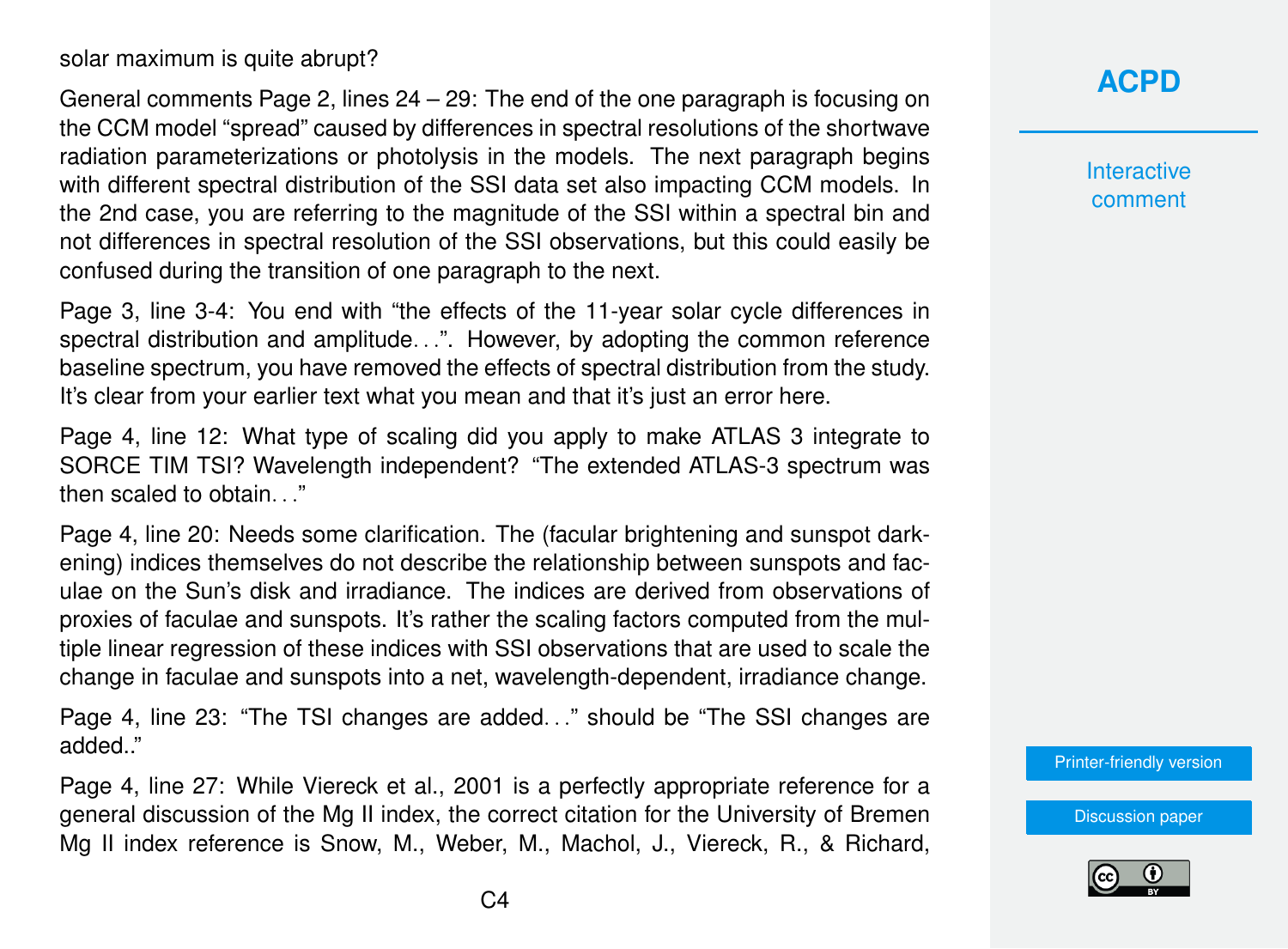solar maximum is quite abrupt?

General comments Page 2, lines 24 – 29: The end of the one paragraph is focusing on the CCM model "spread" caused by differences in spectral resolutions of the shortwave radiation parameterizations or photolysis in the models. The next paragraph begins with different spectral distribution of the SSI data set also impacting CCM models. In the 2nd case, you are referring to the magnitude of the SSI within a spectral bin and not differences in spectral resolution of the SSI observations, but this could easily be confused during the transition of one paragraph to the next.

Page 3, line 3-4: You end with "the effects of the 11-year solar cycle differences in spectral distribution and amplitude...". However, by adopting the common reference baseline spectrum, you have removed the effects of spectral distribution from the study. It's clear from your earlier text what you mean and that it's just an error here.

Page 4, line 12: What type of scaling did you apply to make ATLAS 3 integrate to SORCE TIM TSI? Wavelength independent? "The extended ATLAS-3 spectrum was then scaled to obtain..."

Page 4, line 20: Needs some clarification. The (facular brightening and sunspot darkening) indices themselves do not describe the relationship between sunspots and faculae on the Sun's disk and irradiance. The indices are derived from observations of proxies of faculae and sunspots. It's rather the scaling factors computed from the multiple linear regression of these indices with SSI observations that are used to scale the change in faculae and sunspots into a net, wavelength-dependent, irradiance change.

Page 4, line 23: "The TSI changes are added..." should be "The SSI changes are added.."

Page 4, line 27: While Viereck et al., 2001 is a perfectly appropriate reference for a general discussion of the Mg II index, the correct citation for the University of Bremen Mg II index reference is Snow, M., Weber, M., Machol, J., Viereck, R., & Richard,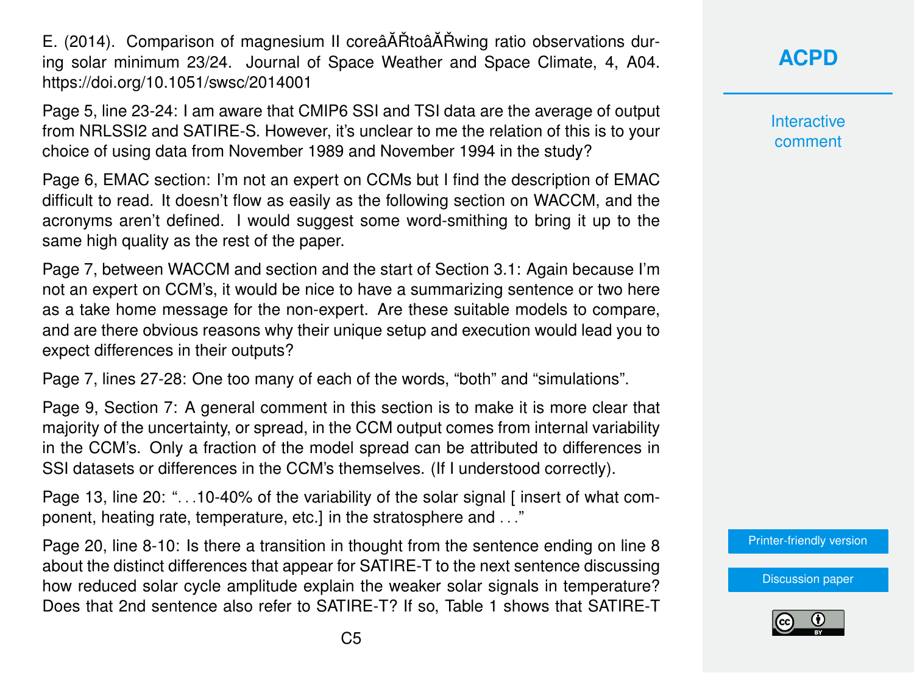E. (2014). Comparison of magnesium II coreâĂŘtoâĂŘwing ratio observations during solar minimum 23/24. Journal of Space Weather and Space Climate, 4, A04. https://doi.org/10.1051/swsc/2014001

Page 5, line 23-24: I am aware that CMIP6 SSI and TSI data are the average of output from NRLSSI2 and SATIRE-S. However, it's unclear to me the relation of this is to your choice of using data from November 1989 and November 1994 in the study?

Page 6, EMAC section: I'm not an expert on CCMs but I find the description of EMAC difficult to read. It doesn't flow as easily as the following section on WACCM, and the acronyms aren't defined. I would suggest some word-smithing to bring it up to the same high quality as the rest of the paper.

Page 7, between WACCM and section and the start of Section 3.1: Again because I'm not an expert on CCM's, it would be nice to have a summarizing sentence or two here as a take home message for the non-expert. Are these suitable models to compare, and are there obvious reasons why their unique setup and execution would lead you to expect differences in their outputs?

Page 7, lines 27-28: One too many of each of the words, "both" and "simulations".

Page 9, Section 7: A general comment in this section is to make it is more clear that majority of the uncertainty, or spread, in the CCM output comes from internal variability in the CCM's. Only a fraction of the model spread can be attributed to differences in SSI datasets or differences in the CCM's themselves. (If I understood correctly).

Page 13, line 20: "...10-40% of the variability of the solar signal [ insert of what component, heating rate, temperature, etc.] in the stratosphere and ..."

Page 20, line 8-10: Is there a transition in thought from the sentence ending on line 8 about the distinct differences that appear for SATIRE-T to the next sentence discussing how reduced solar cycle amplitude explain the weaker solar signals in temperature? Does that 2nd sentence also refer to SATIRE-T? If so, Table 1 shows that SATIRE-T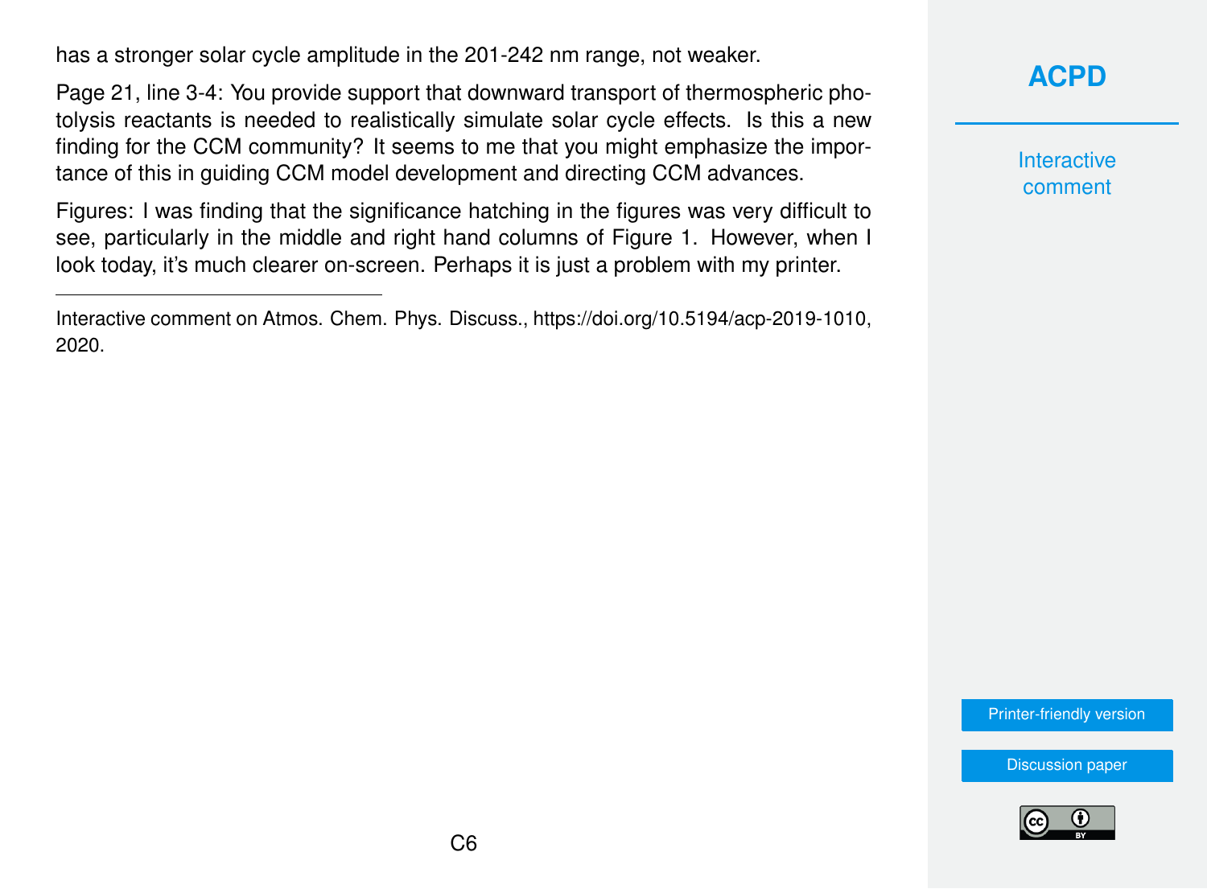has a stronger solar cycle amplitude in the 201-242 nm range, not weaker.

Page 21, line 3-4: You provide support that downward transport of thermospheric photolysis reactants is needed to realistically simulate solar cycle effects. Is this a new finding for the CCM community? It seems to me that you might emphasize the importance of this in guiding CCM model development and directing CCM advances.

Figures: I was finding that the significance hatching in the figures was very difficult to see, particularly in the middle and right hand columns of Figure 1. However, when I look today, it's much clearer on-screen. Perhaps it is just a problem with my printer.

---

Interactive comment on Atmos. Chem. Phys. Discuss., https://doi.org/10.5194/acp-2019-1010, 2020.